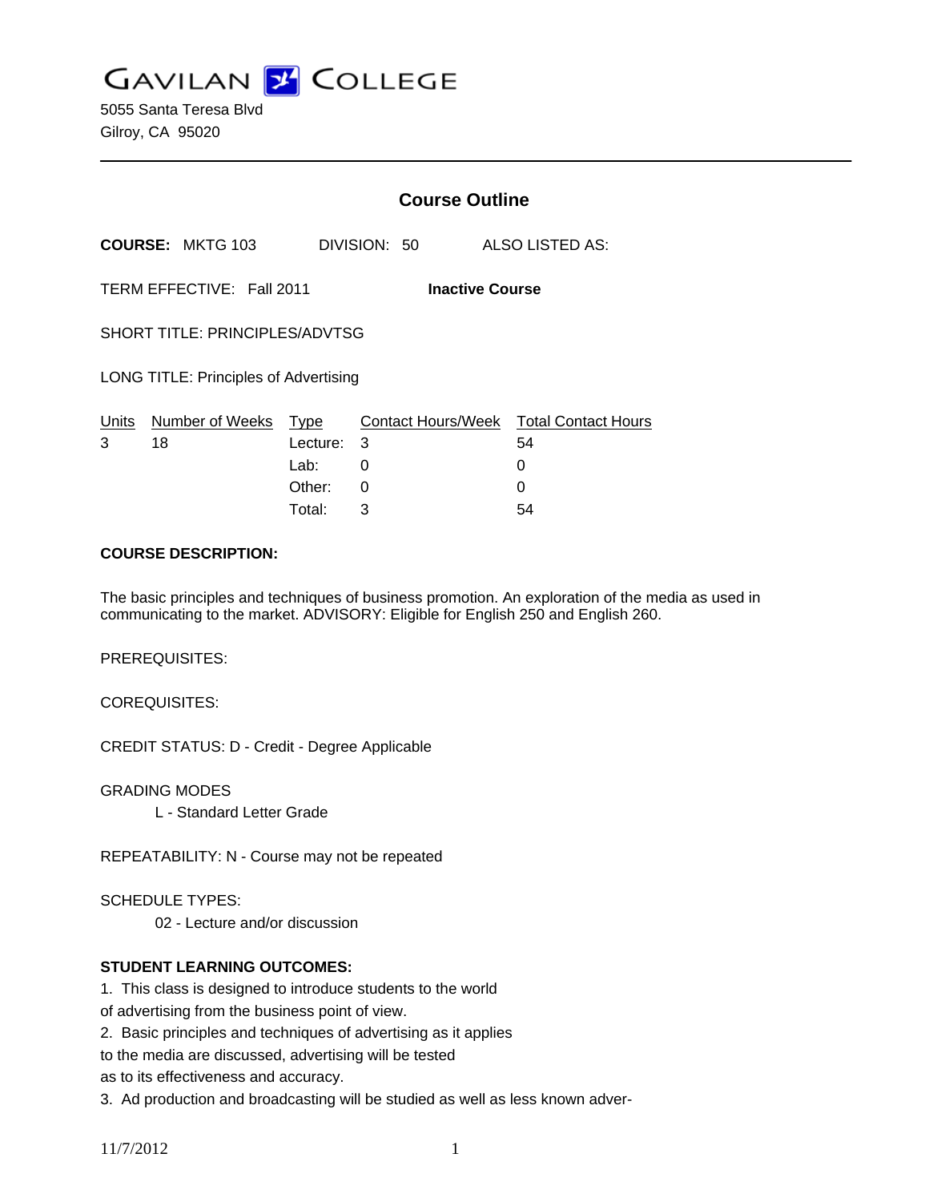# GAVILAN COLLEGE

5055 Santa Teresa Blvd
Gilroy, CA 95020

## Course Outline

**COURSE:** MKTG 103 DIVISION: 50 ALSO LISTED AS:

TERM EFFECTIVE: Fall 2011 **Inactive Course**

SHORT TITLE: PRINCIPLES/ADVTSG

LONG TITLE: Principles of Advertising

| Units | Number of Weeks | Type | Contact Hours/Week | Total Contact Hours |
|---|---|---|---|---|
| 3 | 18 | Lecture: | 3 | 54 |
| | | Lab: | 0 | 0 |
| | | Other: | 0 | 0 |
| | | Total: | 3 | 54 |

**COURSE DESCRIPTION:**

The basic principles and techniques of business promotion. An exploration of the media as used in communicating to the market. ADVISORY: Eligible for English 250 and English 260.

PREREQUISITES:

COREQUISITES:

CREDIT STATUS: D - Credit - Degree Applicable

GRADING MODES

L - Standard Letter Grade

REPEATABILITY: N - Course may not be repeated

SCHEDULE TYPES:

02 - Lecture and/or discussion

**STUDENT LEARNING OUTCOMES:**

1. This class is designed to introduce students to the world of advertising from the business point of view.
2. Basic principles and techniques of advertising as it applies to the media are discussed, advertising will be tested as to its effectiveness and accuracy.
3. Ad production and broadcasting will be studied as well as less known adver-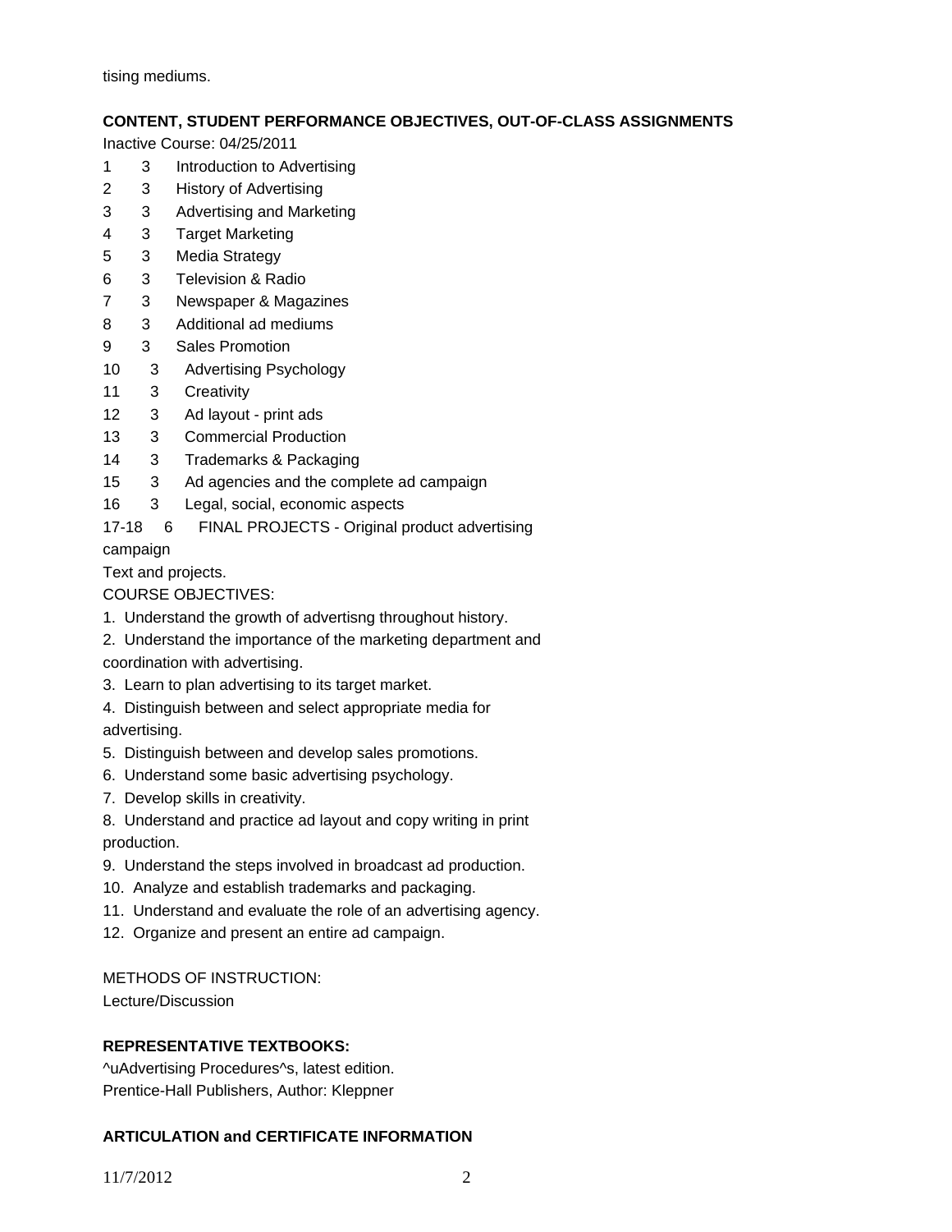tising mediums.

**CONTENT, STUDENT PERFORMANCE OBJECTIVES, OUT-OF-CLASS ASSIGNMENTS**

Inactive Course: 04/25/2011

1 3 Introduction to Advertising
2 3 History of Advertising
3 3 Advertising and Marketing
4 3 Target Marketing
5 3 Media Strategy
6 3 Television & Radio
7 3 Newspaper & Magazines
8 3 Additional ad mediums
9 3 Sales Promotion
10 3 Advertising Psychology
11 3 Creativity
12 3 Ad layout - print ads
13 3 Commercial Production
14 3 Trademarks & Packaging
15 3 Ad agencies and the complete ad campaign
16 3 Legal, social, economic aspects
17-18 6 FINAL PROJECTS - Original product advertising campaign

Text and projects.

COURSE OBJECTIVES:

1. Understand the growth of advertisng throughout history.
2. Understand the importance of the marketing department and coordination with advertising.
3. Learn to plan advertising to its target market.
4. Distinguish between and select appropriate media for advertising.
5. Distinguish between and develop sales promotions.
6. Understand some basic advertising psychology.
7. Develop skills in creativity.
8. Understand and practice ad layout and copy writing in print production.
9. Understand the steps involved in broadcast ad production.
10. Analyze and establish trademarks and packaging.
11. Understand and evaluate the role of an advertising agency.
12. Organize and present an entire ad campaign.

METHODS OF INSTRUCTION:

Lecture/Discussion

**REPRESENTATIVE TEXTBOOKS:**

^uAdvertising Procedures^s, latest edition.
Prentice-Hall Publishers, Author: Kleppner

**ARTICULATION and CERTIFICATE INFORMATION**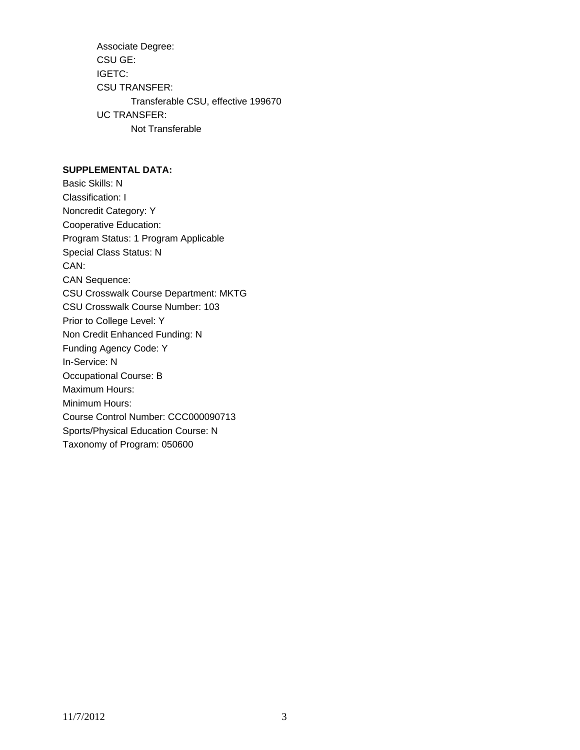Associate Degree:

CSU GE:

IGETC:

CSU TRANSFER:

Transferable CSU, effective 199670

UC TRANSFER:

Not Transferable

**SUPPLEMENTAL DATA:**

Basic Skills: N
Classification: I
Noncredit Category: Y
Cooperative Education:
Program Status: 1 Program Applicable
Special Class Status: N
CAN:
CAN Sequence:
CSU Crosswalk Course Department: MKTG
CSU Crosswalk Course Number: 103
Prior to College Level: Y
Non Credit Enhanced Funding: N
Funding Agency Code: Y
In-Service: N
Occupational Course: B
Maximum Hours:
Minimum Hours:
Course Control Number: CCC000090713
Sports/Physical Education Course: N
Taxonomy of Program: 050600